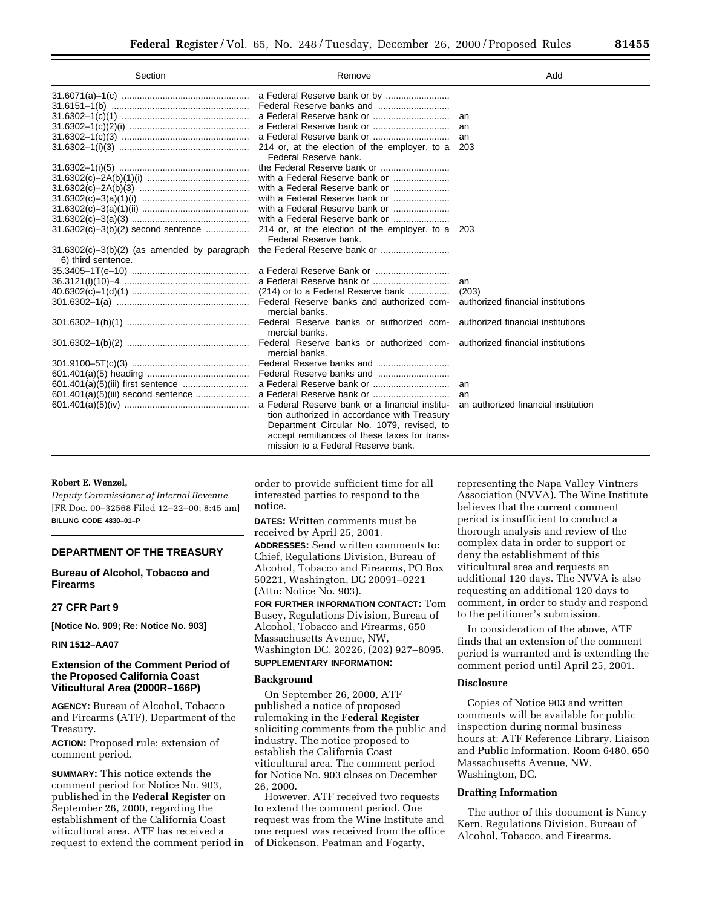| Section | Remove | Add |
|---|---|---|
| 31.6071(a)–1(c) | a Federal Reserve bank or by | |
| 31.6151–1(b) | Federal Reserve banks and | |
| 31.6302–1(c)(1) | a Federal Reserve bank or | an |
| 31.6302–1(c)(2)(i) | a Federal Reserve bank or | an |
| 31.6302–1(c)(3) | a Federal Reserve bank or | an |
| 31.6302–1(i)(3) | 214 or, at the election of the employer, to a Federal Reserve bank. | 203 |
| 31.6302–1(i)(5) | the Federal Reserve bank or | |
| 31.6302(c)–2A(b)(1)(i) | with a Federal Reserve bank or | |
| 31.6302(c)–2A(b)(3) | with a Federal Reserve bank or | |
| 31.6302(c)–3(a)(1)(i) | with a Federal Reserve bank or | |
| 31.6302(c)–3(a)(1)(ii) | with a Federal Reserve bank or | |
| 31.6302(c)–3(a)(3) | with a Federal Reserve bank or | |
| 31.6302(c)–3(b)(2) second sentence | 214 or, at the election of the employer, to a Federal Reserve bank. | 203 |
| 31.6302(c)–3(b)(2) (as amended by paragraph 6) third sentence. | the Federal Reserve bank or | |
| 35.3405–1T(e–10) | a Federal Reserve Bank or | |
| 36.3121(l)(10)–4 | a Federal Reserve bank or | an |
| 40.6302(c)–1(d)(1) | (214) or to a Federal Reserve bank | (203) |
| 301.6302–1(a) | Federal Reserve banks and authorized commercial banks. | authorized financial institutions |
| 301.6302–1(b)(1) | Federal Reserve banks or authorized commercial banks. | authorized financial institutions |
| 301.6302–1(b)(2) | Federal Reserve banks or authorized commercial banks. | authorized financial institutions |
| 301.9100–5T(c)(3) | Federal Reserve banks and | |
| 601.401(a)(5) heading | Federal Reserve banks and | |
| 601.401(a)(5)(iii) first sentence | a Federal Reserve bank or | an |
| 601.401(a)(5)(iii) second sentence | a Federal Reserve bank or | an |
| 601.401(a)(5)(iv) | a Federal Reserve bank or a financial institution authorized in accordance with Treasury Department Circular No. 1079, revised, to accept remittances of these taxes for transmission to a Federal Reserve bank. | an authorized financial institution |

**Robert E. Wenzel,**

*Deputy Commissioner of Internal Revenue.*

[FR Doc. 00–32568 Filed 12–22–00; 8:45 am]

**BILLING CODE 4830–01–P**

## DEPARTMENT OF THE TREASURY

## Bureau of Alcohol, Tobacco and Firearms

## 27 CFR Part 9

**[Notice No. 909; Re: Notice No. 903]**

**RIN 1512–AA07**

## Extension of the Comment Period of the Proposed California Coast Viticultural Area (2000R–166P)

**AGENCY:** Bureau of Alcohol, Tobacco and Firearms (ATF), Department of the Treasury.

**ACTION:** Proposed rule; extension of comment period.

**SUMMARY:** This notice extends the comment period for Notice No. 903, published in the **Federal Register** on September 26, 2000, regarding the establishment of the California Coast viticultural area. ATF has received a request to extend the comment period in order to provide sufficient time for all interested parties to respond to the notice.

**DATES:** Written comments must be received by April 25, 2001.

**ADDRESSES:** Send written comments to: Chief, Regulations Division, Bureau of Alcohol, Tobacco and Firearms, PO Box 50221, Washington, DC 20091–0221 (Attn: Notice No. 903).

**FOR FURTHER INFORMATION CONTACT:** Tom Busey, Regulations Division, Bureau of Alcohol, Tobacco and Firearms, 650 Massachusetts Avenue, NW, Washington DC, 20226, (202) 927–8095.

**SUPPLEMENTARY INFORMATION:**

### Background

On September 26, 2000, ATF published a notice of proposed rulemaking in the **Federal Register** soliciting comments from the public and industry. The notice proposed to establish the California Coast viticultural area. The comment period for Notice No. 903 closes on December 26, 2000.

However, ATF received two requests to extend the comment period. One request was from the Wine Institute and one request was received from the office of Dickenson, Peatman and Fogarty, representing the Napa Valley Vintners Association (NVVA). The Wine Institute believes that the current comment period is insufficient to conduct a thorough analysis and review of the complex data in order to support or deny the establishment of this viticultural area and requests an additional 120 days. The NVVA is also requesting an additional 120 days to comment, in order to study and respond to the petitioner's submission.

In consideration of the above, ATF finds that an extension of the comment period is warranted and is extending the comment period until April 25, 2001.

### Disclosure

Copies of Notice 903 and written comments will be available for public inspection during normal business hours at: ATF Reference Library, Liaison and Public Information, Room 6480, 650 Massachusetts Avenue, NW, Washington, DC.

### Drafting Information

The author of this document is Nancy Kern, Regulations Division, Bureau of Alcohol, Tobacco, and Firearms.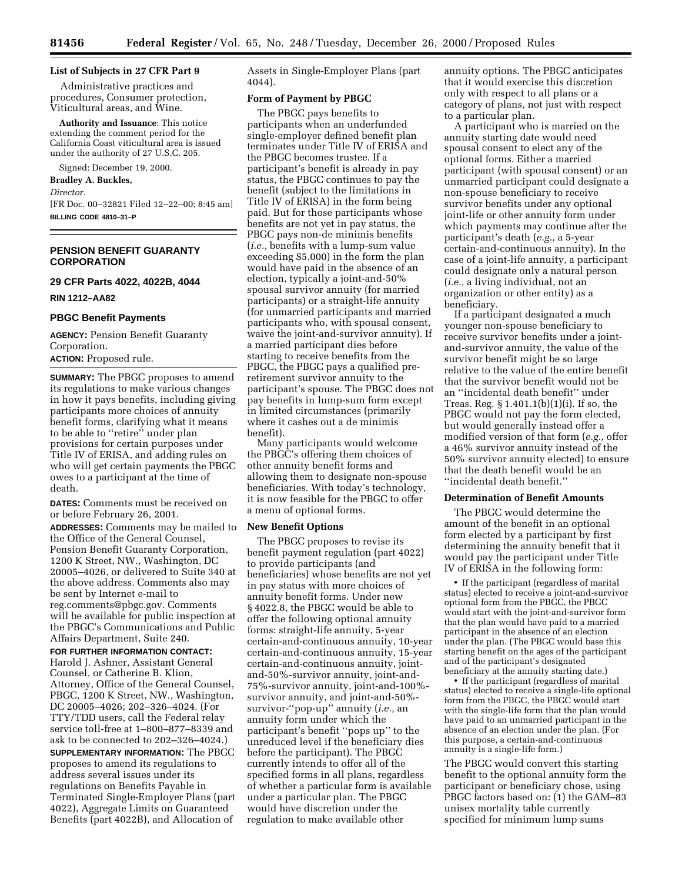**List of Subjects in 27 CFR Part 9**

Administrative practices and procedures, Consumer protection, Viticultural areas, and Wine.

**Authority and Issuance**: This notice extending the comment period for the California Coast viticultural area is issued under the authority of 27 U.S.C. 205.

Signed: December 19, 2000.

**Bradley A. Buckles,**

*Director.*

[FR Doc. 00–32821 Filed 12–22–00; 8:45 am]

**BILLING CODE 4810–31–P**

## PENSION BENEFIT GUARANTY CORPORATION

### 29 CFR Parts 4022, 4022B, 4044

**RIN 1212–AA82**

### PBGC Benefit Payments

**AGENCY:** Pension Benefit Guaranty Corporation.

**ACTION:** Proposed rule.

**SUMMARY:** The PBGC proposes to amend its regulations to make various changes in how it pays benefits, including giving participants more choices of annuity benefit forms, clarifying what it means to be able to ''retire'' under plan provisions for certain purposes under Title IV of ERISA, and adding rules on who will get certain payments the PBGC owes to a participant at the time of death.

**DATES:** Comments must be received on or before February 26, 2001.

**ADDRESSES:** Comments may be mailed to the Office of the General Counsel, Pension Benefit Guaranty Corporation, 1200 K Street, NW., Washington, DC 20005–4026, or delivered to Suite 340 at the above address. Comments also may be sent by Internet e-mail to reg.comments@pbgc.gov. Comments will be available for public inspection at the PBGC's Communications and Public Affairs Department, Suite 240.

**FOR FURTHER INFORMATION CONTACT:** Harold J. Ashner, Assistant General Counsel, or Catherine B. Klion, Attorney, Office of the General Counsel, PBGC, 1200 K Street, NW., Washington, DC 20005–4026; 202–326–4024. (For TTY/TDD users, call the Federal relay service toll-free at 1–800–877–8339 and ask to be connected to 202–326–4024.)

**SUPPLEMENTARY INFORMATION:** The PBGC proposes to amend its regulations to address several issues under its regulations on Benefits Payable in Terminated Single-Employer Plans (part 4022), Aggregate Limits on Guaranteed Benefits (part 4022B), and Allocation of Assets in Single-Employer Plans (part 4044).

**Form of Payment by PBGC**

The PBGC pays benefits to participants when an underfunded single-employer defined benefit plan terminates under Title IV of ERISA and the PBGC becomes trustee. If a participant's benefit is already in pay status, the PBGC continues to pay the benefit (subject to the limitations in Title IV of ERISA) in the form being paid. But for those participants whose benefits are not yet in pay status, the PBGC pays non-de minimis benefits (*i.e.,* benefits with a lump-sum value exceeding $5,000) in the form the plan would have paid in the absence of an election, typically a joint-and-50% spousal survivor annuity (for married participants) or a straight-life annuity (for unmarried participants and married participants who, with spousal consent, waive the joint-and-survivor annuity). If a married participant dies before starting to receive benefits from the PBGC, the PBGC pays a qualified pre-retirement survivor annuity to the participant's spouse. The PBGC does not pay benefits in lump-sum form except in limited circumstances (primarily where it cashes out a de minimis benefit).

Many participants would welcome the PBGC's offering them choices of other annuity benefit forms and allowing them to designate non-spouse beneficiaries. With today's technology, it is now feasible for the PBGC to offer a menu of optional forms.

**New Benefit Options**

The PBGC proposes to revise its benefit payment regulation (part 4022) to provide participants (and beneficiaries) whose benefits are not yet in pay status with more choices of annuity benefit forms. Under new § 4022.8, the PBGC would be able to offer the following optional annuity forms: straight-life annuity, 5-year certain-and-continuous annuity, 10-year certain-and-continuous annuity, 15-year certain-and-continuous annuity, joint-and-50%-survivor annuity, joint-and-75%-survivor annuity, joint-and-100%-survivor annuity, and joint-and-50%-survivor-''pop-up'' annuity (*i.e.,* an annuity form under which the participant's benefit ''pops up'' to the unreduced level if the beneficiary dies before the participant). The PBGC currently intends to offer all of the specified forms in all plans, regardless of whether a particular form is available under a particular plan. The PBGC would have discretion under the regulation to make available other annuity options. The PBGC anticipates that it would exercise this discretion only with respect to all plans or a category of plans, not just with respect to a particular plan.

A participant who is married on the annuity starting date would need spousal consent to elect any of the optional forms. Either a married participant (with spousal consent) or an unmarried participant could designate a non-spouse beneficiary to receive survivor benefits under any optional joint-life or other annuity form under which payments may continue after the participant's death (*e.g.,* a 5-year certain-and-continuous annuity). In the case of a joint-life annuity, a participant could designate only a natural person (*i.e.,* a living individual, not an organization or other entity) as a beneficiary.

If a participant designated a much younger non-spouse beneficiary to receive survivor benefits under a joint-and-survivor annuity, the value of the survivor benefit might be so large relative to the value of the entire benefit that the survivor benefit would not be an ''incidental death benefit'' under Treas. Reg. § 1.401.1(b)(1)(i). If so, the PBGC would not pay the form elected, but would generally instead offer a modified version of that form (*e.g.,* offer a 46% survivor annuity instead of the 50% survivor annuity elected) to ensure that the death benefit would be an ''incidental death benefit.''

**Determination of Benefit Amounts**

The PBGC would determine the amount of the benefit in an optional form elected by a participant by first determining the annuity benefit that it would pay the participant under Title IV of ERISA in the following form:

- If the participant (regardless of marital status) elected to receive a joint-and-survivor optional form from the PBGC, the PBGC would start with the joint-and-survivor form that the plan would have paid to a married participant in the absence of an election under the plan. (The PBGC would base this starting benefit on the ages of the participant and of the participant's designated beneficiary at the annuity starting date.)
- If the participant (regardless of marital status) elected to receive a single-life optional form from the PBGC, the PBGC would start with the single-life form that the plan would have paid to an unmarried participant in the absence of an election under the plan. (For this purpose, a certain-and-continuous annuity is a single-life form.)

The PBGC would convert this starting benefit to the optional annuity form the participant or beneficiary chose, using PBGC factors based on: (1) the GAM–83 unisex mortality table currently specified for minimum lump sums